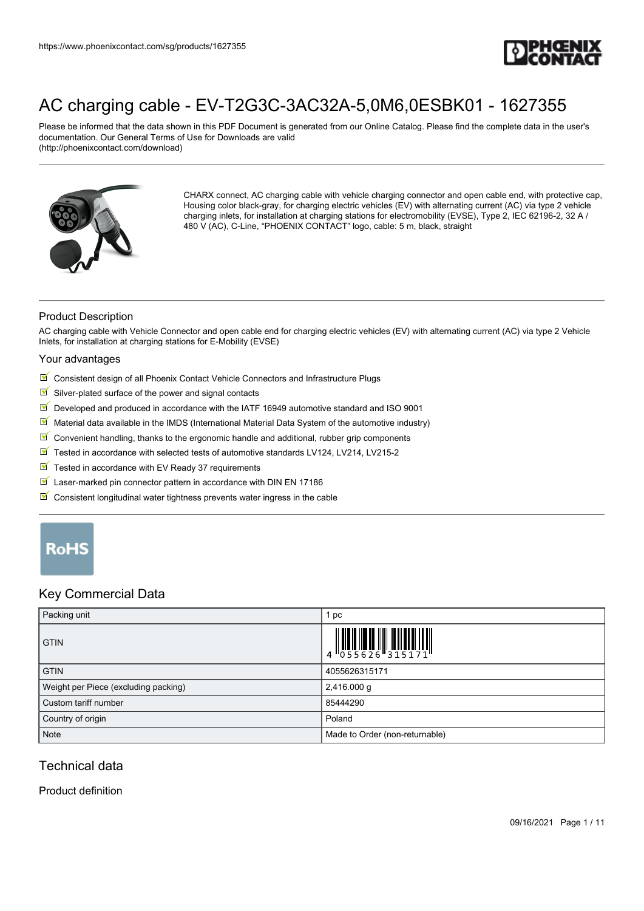# AC charging cable - EV-T2G3C-3AC32A-5,0M6,0ESBK01 - 1627355

Please be informed that the data shown in this PDF Document is generated from our Online Catalog. Please find the complete data in the user's documentation. Our General Terms of Use for Downloads are valid (http://phoenixcontact.com/download)

CHARX connect, AC charging cable with vehicle charging connector and open cable end, with protective cap, Housing color black-gray, for charging electric vehicles (EV) with alternating current (AC) via type 2 vehicle charging inlets, for installation at charging stations for electromobility (EVSE), Type 2, IEC 62196-2, 32 A / 480 V (AC), C-Line, "PHOENIX CONTACT" logo, cable: 5 m, black, straight

## Product Description

AC charging cable with Vehicle Connector and open cable end for charging electric vehicles (EV) with alternating current (AC) via type 2 Vehicle Inlets, for installation at charging stations for E-Mobility (EVSE)

## Your advantages

- Consistent design of all Phoenix Contact Vehicle Connectors and Infrastructure Plugs
- Silver-plated surface of the power and signal contacts
- Developed and produced in accordance with the IATF 16949 automotive standard and ISO 9001
- Material data available in the IMDS (International Material Data System of the automotive industry)
- Convenient handling, thanks to the ergonomic handle and additional, rubber grip components
- Tested in accordance with selected tests of automotive standards LV124, LV214, LV215-2
- Tested in accordance with EV Ready 37 requirements
- Laser-marked pin connector pattern in accordance with DIN EN 17186
- Consistent longitudinal water tightness prevents water ingress in the cable

RoHS

## Key Commercial Data

| Packing unit | 1 pc |
| --- | --- |
| GTIN | 4 055626 315171 |
| GTIN | 4055626315171 |
| Weight per Piece (excluding packing) | 2,416.000 g |
| Custom tariff number | 85444290 |
| Country of origin | Poland |
| Note | Made to Order (non-returnable) |

## Technical data

### Product definition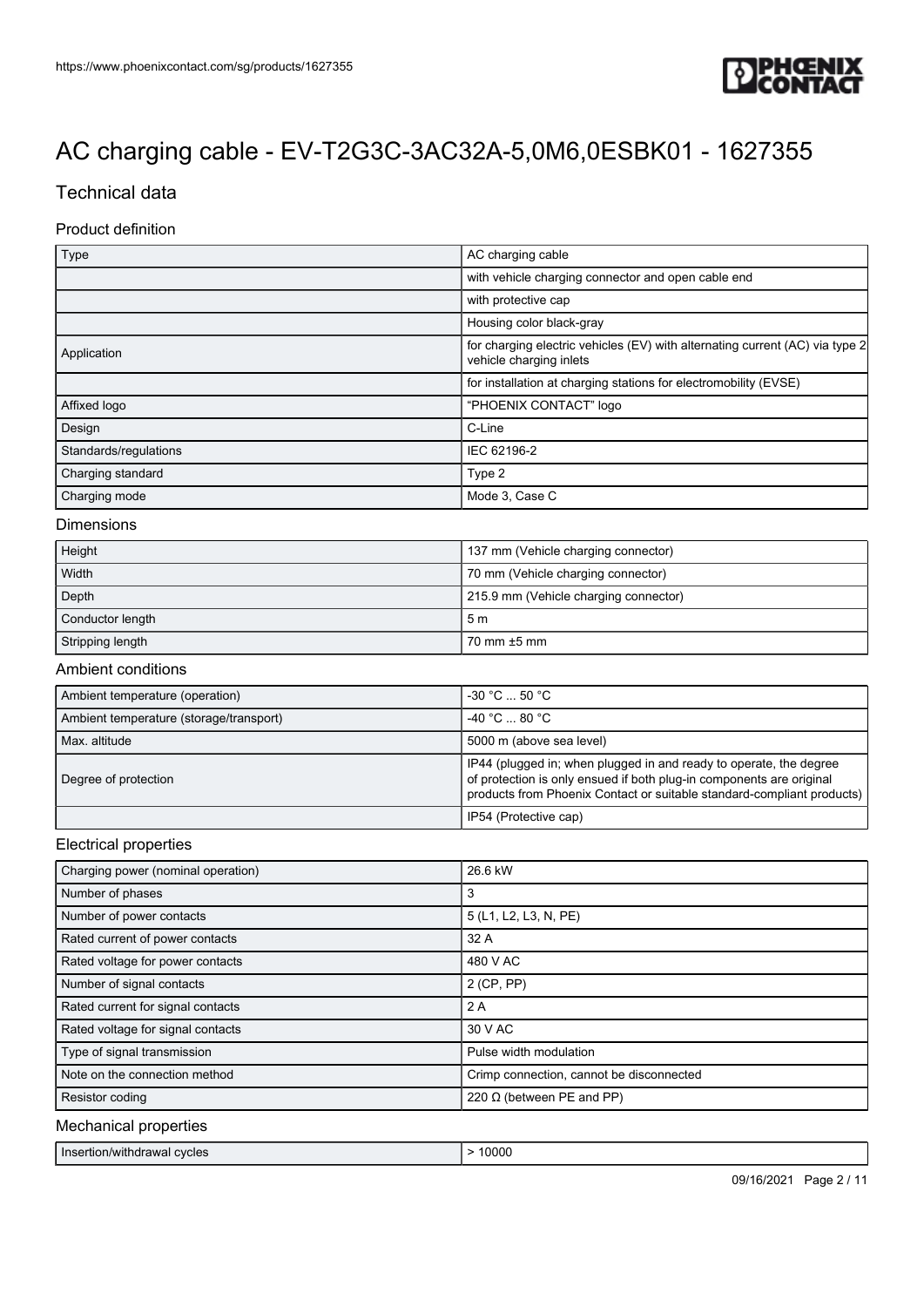# AC charging cable - EV-T2G3C-3AC32A-5,0M6,0ESBK01 - 1627355

## Technical data

### Product definition

| Type | AC charging cable |
|---|---|
| | with vehicle charging connector and open cable end |
| | with protective cap |
| | Housing color black-gray |
| Application | for charging electric vehicles (EV) with alternating current (AC) via type 2 vehicle charging inlets |
| | for installation at charging stations for electromobility (EVSE) |
| Affixed logo | “PHOENIX CONTACT” logo |
| Design | C-Line |
| Standards/regulations | IEC 62196-2 |
| Charging standard | Type 2 |
| Charging mode | Mode 3, Case C |

### Dimensions

| Height | 137 mm (Vehicle charging connector) |
|---|---|
| Width | 70 mm (Vehicle charging connector) |
| Depth | 215.9 mm (Vehicle charging connector) |
| Conductor length | 5 m |
| Stripping length | 70 mm ±5 mm |

### Ambient conditions

| Ambient temperature (operation) | -30 °C ... 50 °C |
|---|---|
| Ambient temperature (storage/transport) | -40 °C ... 80 °C |
| Max. altitude | 5000 m (above sea level) |
| Degree of protection | IP44 (plugged in; when plugged in and ready to operate, the degree of protection is only ensued if both plug-in components are original products from Phoenix Contact or suitable standard-compliant products) |
| | IP54 (Protective cap) |

### Electrical properties

| Charging power (nominal operation) | 26.6 kW |
|---|---|
| Number of phases | 3 |
| Number of power contacts | 5 (L1, L2, L3, N, PE) |
| Rated current of power contacts | 32 A |
| Rated voltage for power contacts | 480 V AC |
| Number of signal contacts | 2 (CP, PP) |
| Rated current for signal contacts | 2 A |
| Rated voltage for signal contacts | 30 V AC |
| Type of signal transmission | Pulse width modulation |
| Note on the connection method | Crimp connection, cannot be disconnected |
| Resistor coding | 220 Ω (between PE and PP) |

### Mechanical properties

| Insertion/withdrawal cycles | > 10000 |
|---|---|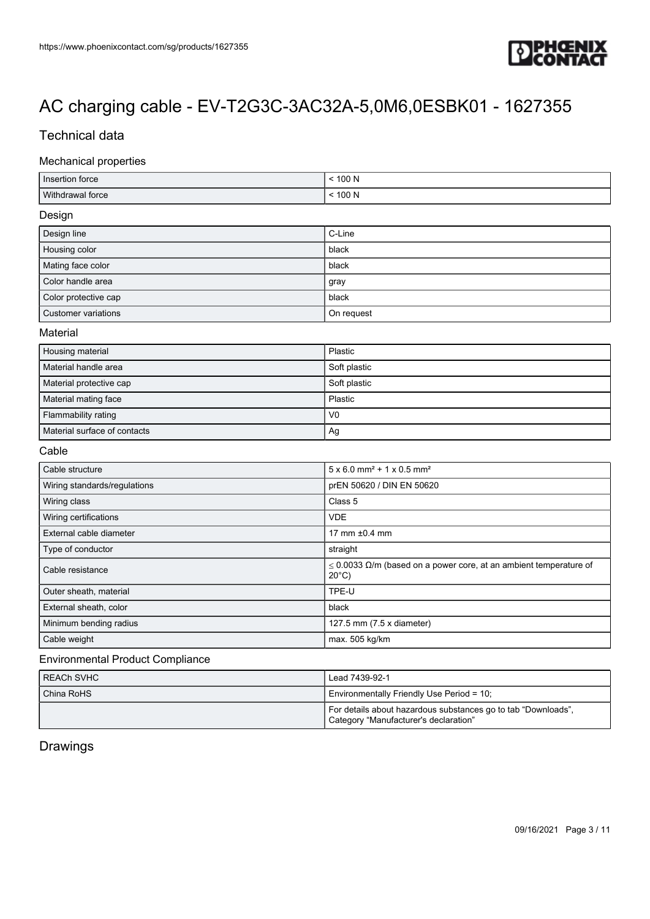# AC charging cable - EV-T2G3C-3AC32A-5,0M6,0ESBK01 - 1627355

## Technical data

### Mechanical properties

| | |
|---|---|
| Insertion force | < 100 N |
| Withdrawal force | < 100 N |

### Design

| | |
|---|---|
| Design line | C-Line |
| Housing color | black |
| Mating face color | black |
| Color handle area | gray |
| Color protective cap | black |
| Customer variations | On request |

### Material

| | |
|---|---|
| Housing material | Plastic |
| Material handle area | Soft plastic |
| Material protective cap | Soft plastic |
| Material mating face | Plastic |
| Flammability rating | V0 |
| Material surface of contacts | Ag |

### Cable

| | |
|---|---|
| Cable structure | 5 x 6.0 mm² + 1 x 0.5 mm² |
| Wiring standards/regulations | prEN 50620 / DIN EN 50620 |
| Wiring class | Class 5 |
| Wiring certifications | VDE |
| External cable diameter | 17 mm ±0.4 mm |
| Type of conductor | straight |
| Cable resistance | ≤ 0.0033 Ω/m (based on a power core, at an ambient temperature of 20°C) |
| Outer sheath, material | TPE-U |
| External sheath, color | black |
| Minimum bending radius | 127.5 mm (7.5 x diameter) |
| Cable weight | max. 505 kg/km |

### Environmental Product Compliance

| | |
|---|---|
| REACh SVHC | Lead 7439-92-1 |
| China RoHS | Environmentally Friendly Use Period = 10; |
| | For details about hazardous substances go to tab “Downloads”, Category “Manufacturer's declaration” |

## Drawings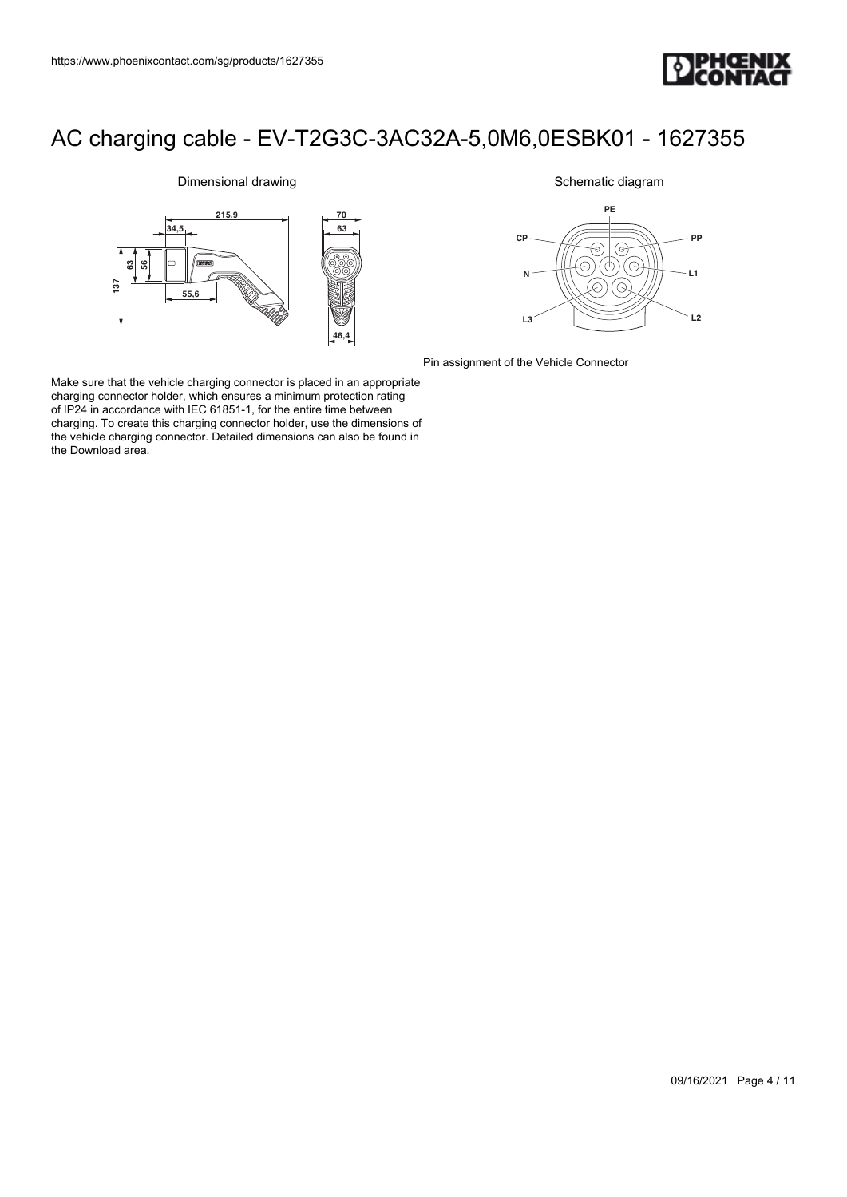# AC charging cable - EV-T2G3C-3AC32A-5,0M6,0ESBK01 - 1627355

Dimensional drawing

Schematic diagram

Pin assignment of the Vehicle Connector

Make sure that the vehicle charging connector is placed in an appropriate charging connector holder, which ensures a minimum protection rating of IP24 in accordance with IEC 61851-1, for the entire time between charging. To create this charging connector holder, use the dimensions of the vehicle charging connector. Detailed dimensions can also be found in the Download area.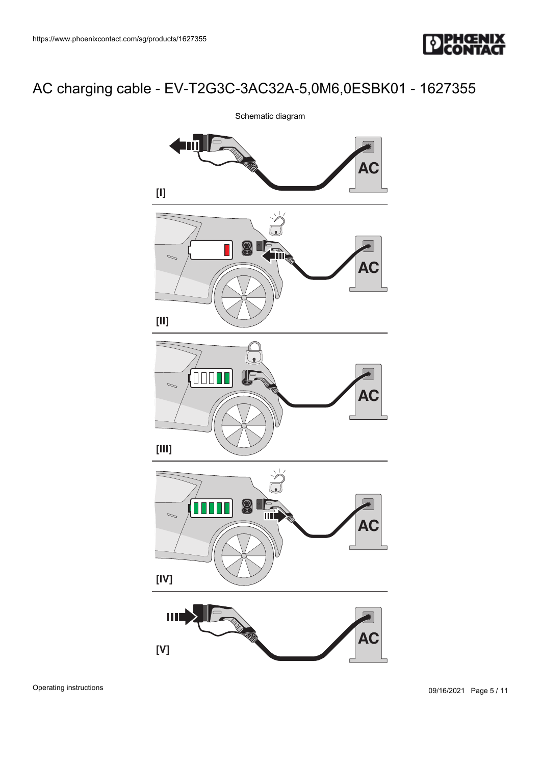# AC charging cable - EV-T2G3C-3AC32A-5,0M6,0ESBK01 - 1627355

Schematic diagram

[I]

[II]

[III]

[IV]

[V]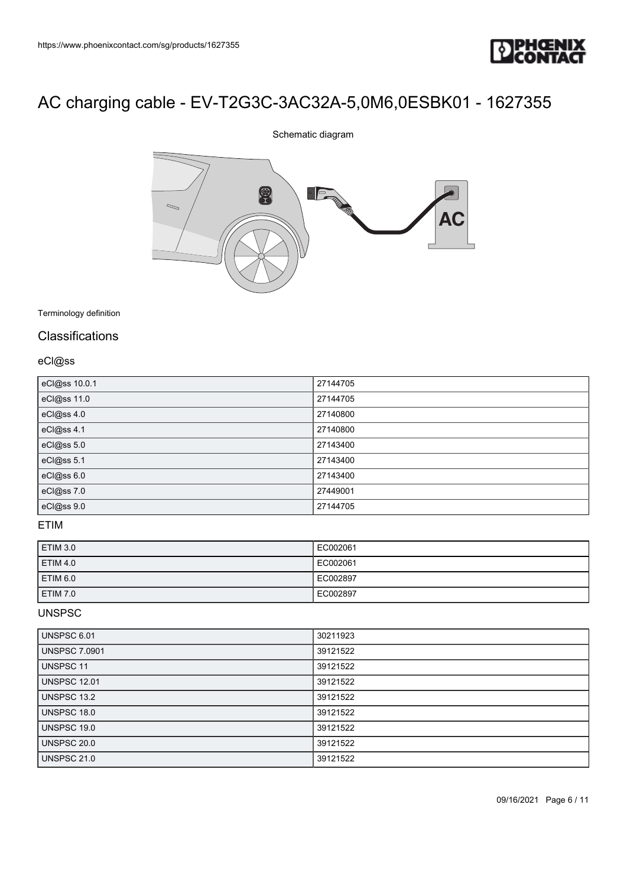# AC charging cable - EV-T2G3C-3AC32A-5,0M6,0ESBK01 - 1627355

Schematic diagram

Terminology definition

## Classifications

### eCl@ss

| | |
|---|---|
| eCl@ss 10.0.1 | 27144705 |
| eCl@ss 11.0 | 27144705 |
| eCl@ss 4.0 | 27140800 |
| eCl@ss 4.1 | 27140800 |
| eCl@ss 5.0 | 27143400 |
| eCl@ss 5.1 | 27143400 |
| eCl@ss 6.0 | 27143400 |
| eCl@ss 7.0 | 27449001 |
| eCl@ss 9.0 | 27144705 |

### ETIM

| | |
|---|---|
| ETIM 3.0 | EC002061 |
| ETIM 4.0 | EC002061 |
| ETIM 6.0 | EC002897 |
| ETIM 7.0 | EC002897 |

### UNSPSC

| | |
|---|---|
| UNSPSC 6.01 | 30211923 |
| UNSPSC 7.0901 | 39121522 |
| UNSPSC 11 | 39121522 |
| UNSPSC 12.01 | 39121522 |
| UNSPSC 13.2 | 39121522 |
| UNSPSC 18.0 | 39121522 |
| UNSPSC 19.0 | 39121522 |
| UNSPSC 20.0 | 39121522 |
| UNSPSC 21.0 | 39121522 |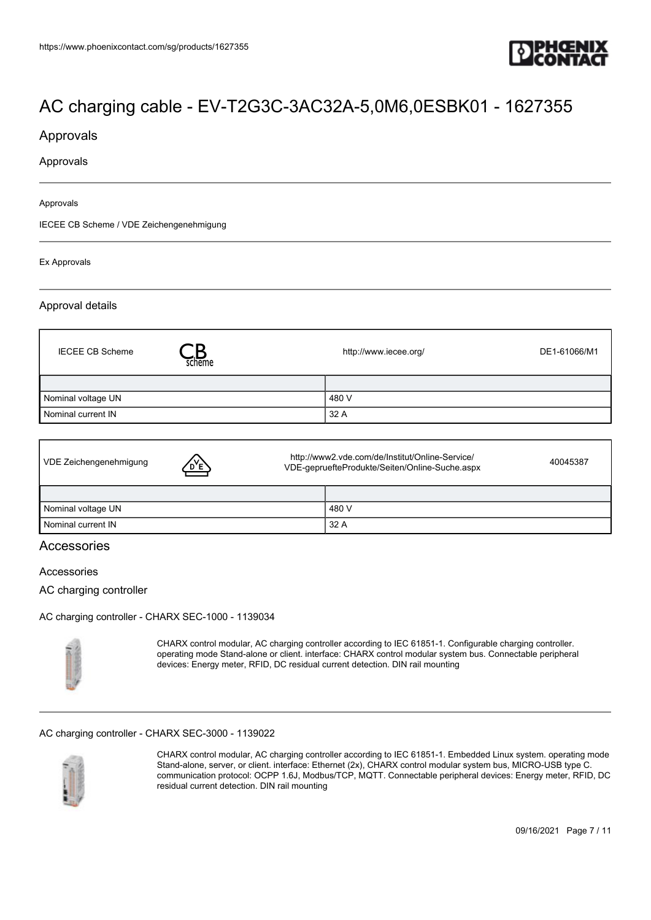# AC charging cable - EV-T2G3C-3AC32A-5,0M6,0ESBK01 - 1627355

## Approvals

### Approvals

Approvals

IECEE CB Scheme / VDE Zeichengenehmigung

Ex Approvals

### Approval details

| IECEE CB Scheme | http://www.iecee.org/ | DE1-61066/M1 |
|---|---|---|
| | | |
| Nominal voltage UN | 480 V | |
| Nominal current IN | 32 A | |

| VDE Zeichengenehmigung | http://www2.vde.com/de/Institut/Online-Service/VDE-gepruefteProdukte/Seiten/Online-Suche.aspx | 40045387 |
|---|---|---|
| | | |
| Nominal voltage UN | 480 V | |
| Nominal current IN | 32 A | |

## Accessories

### Accessories

### AC charging controller

AC charging controller - CHARX SEC-1000 - 1139034

CHARX control modular, AC charging controller according to IEC 61851-1. Configurable charging controller. operating mode Stand-alone or client. interface: CHARX control modular system bus. Connectable peripheral devices: Energy meter, RFID, DC residual current detection. DIN rail mounting

AC charging controller - CHARX SEC-3000 - 1139022

CHARX control modular, AC charging controller according to IEC 61851-1. Embedded Linux system. operating mode Stand-alone, server, or client. interface: Ethernet (2x), CHARX control modular system bus, MICRO-USB type C. communication protocol: OCPP 1.6J, Modbus/TCP, MQTT. Connectable peripheral devices: Energy meter, RFID, DC residual current detection. DIN rail mounting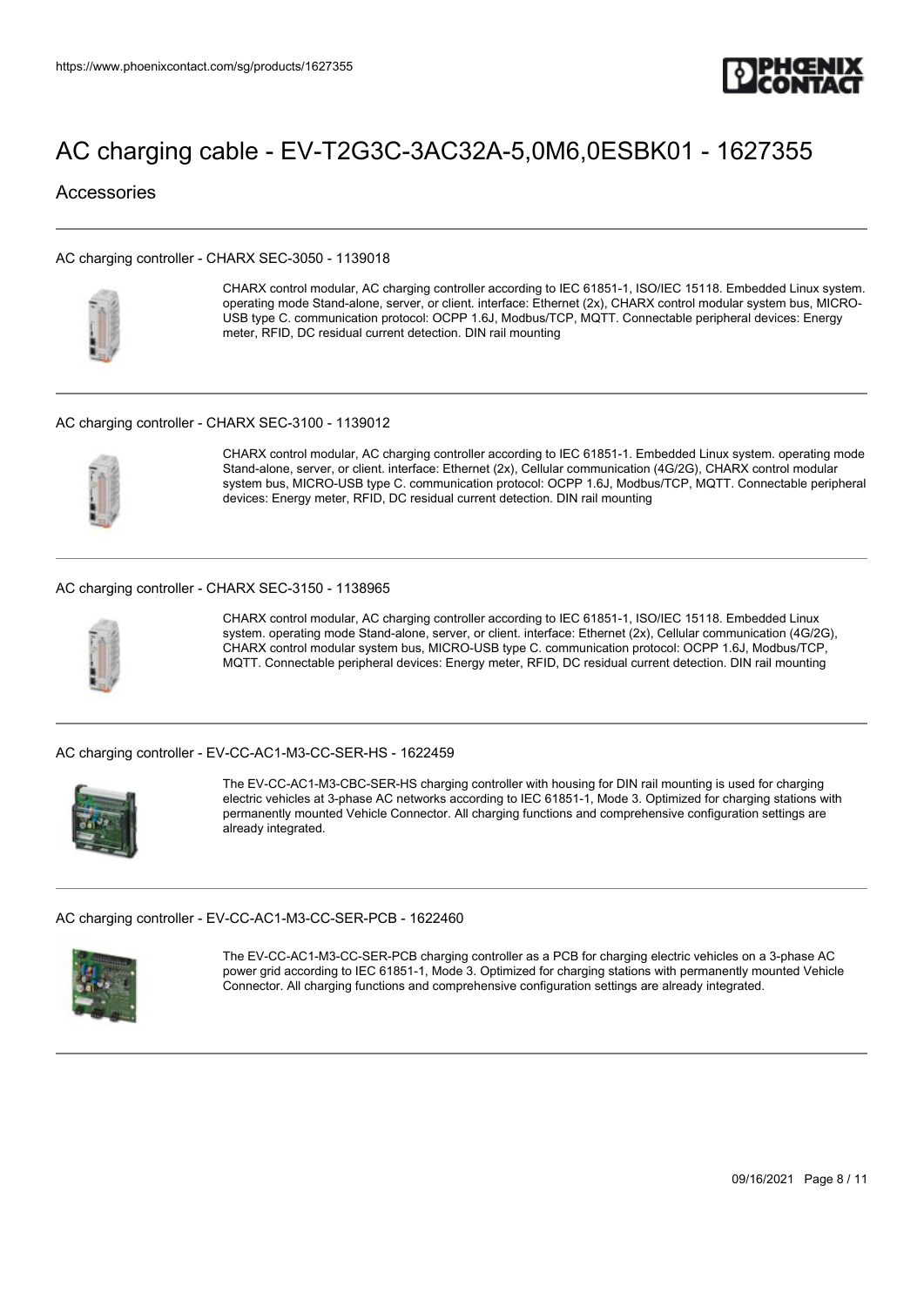# AC charging cable - EV-T2G3C-3AC32A-5,0M6,0ESBK01 - 1627355

## Accessories

### AC charging controller - CHARX SEC-3050 - 1139018

CHARX control modular, AC charging controller according to IEC 61851-1, ISO/IEC 15118. Embedded Linux system. operating mode Stand-alone, server, or client. interface: Ethernet (2x), CHARX control modular system bus, MICRO-USB type C. communication protocol: OCPP 1.6J, Modbus/TCP, MQTT. Connectable peripheral devices: Energy meter, RFID, DC residual current detection. DIN rail mounting

### AC charging controller - CHARX SEC-3100 - 1139012

CHARX control modular, AC charging controller according to IEC 61851-1. Embedded Linux system. operating mode Stand-alone, server, or client. interface: Ethernet (2x), Cellular communication (4G/2G), CHARX control modular system bus, MICRO-USB type C. communication protocol: OCPP 1.6J, Modbus/TCP, MQTT. Connectable peripheral devices: Energy meter, RFID, DC residual current detection. DIN rail mounting

### AC charging controller - CHARX SEC-3150 - 1138965

CHARX control modular, AC charging controller according to IEC 61851-1, ISO/IEC 15118. Embedded Linux system. operating mode Stand-alone, server, or client. interface: Ethernet (2x), Cellular communication (4G/2G), CHARX control modular system bus, MICRO-USB type C. communication protocol: OCPP 1.6J, Modbus/TCP, MQTT. Connectable peripheral devices: Energy meter, RFID, DC residual current detection. DIN rail mounting

### AC charging controller - EV-CC-AC1-M3-CC-SER-HS - 1622459

The EV-CC-AC1-M3-CBC-SER-HS charging controller with housing for DIN rail mounting is used for charging electric vehicles at 3-phase AC networks according to IEC 61851-1, Mode 3. Optimized for charging stations with permanently mounted Vehicle Connector. All charging functions and comprehensive configuration settings are already integrated.

### AC charging controller - EV-CC-AC1-M3-CC-SER-PCB - 1622460

The EV-CC-AC1-M3-CC-SER-PCB charging controller as a PCB for charging electric vehicles on a 3-phase AC power grid according to IEC 61851-1, Mode 3. Optimized for charging stations with permanently mounted Vehicle Connector. All charging functions and comprehensive configuration settings are already integrated.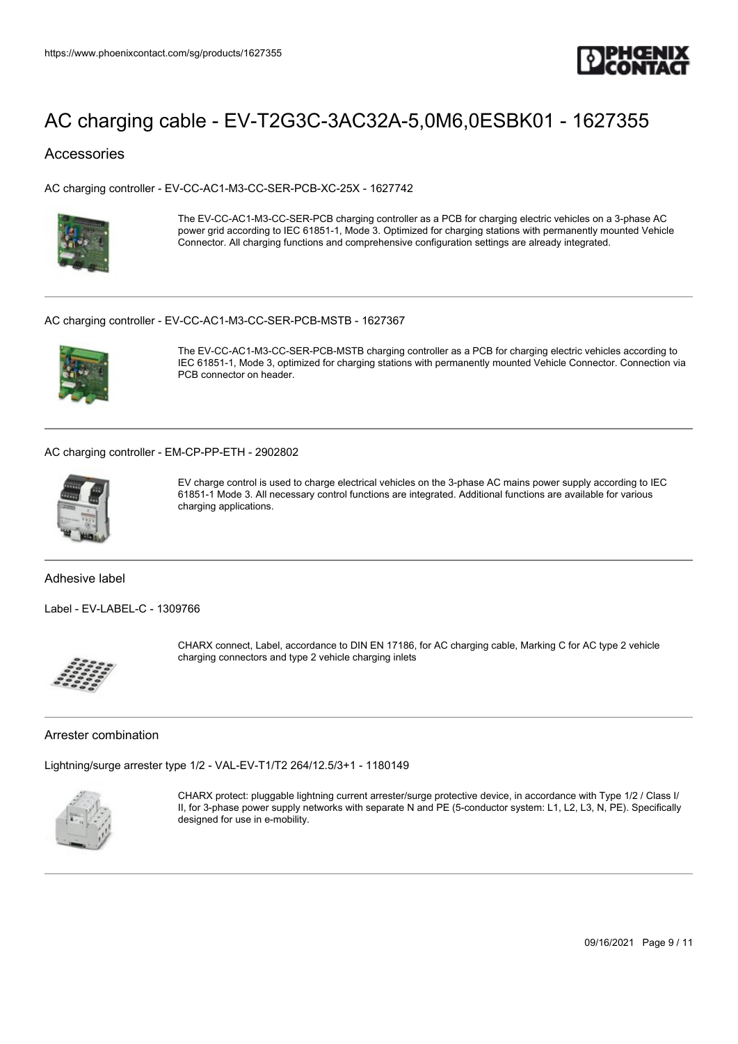# AC charging cable - EV-T2G3C-3AC32A-5,0M6,0ESBK01 - 1627355

## Accessories

### AC charging controller - EV-CC-AC1-M3-CC-SER-PCB-XC-25X - 1627742

The EV-CC-AC1-M3-CC-SER-PCB charging controller as a PCB for charging electric vehicles on a 3-phase AC power grid according to IEC 61851-1, Mode 3. Optimized for charging stations with permanently mounted Vehicle Connector. All charging functions and comprehensive configuration settings are already integrated.

### AC charging controller - EV-CC-AC1-M3-CC-SER-PCB-MSTB - 1627367

The EV-CC-AC1-M3-CC-SER-PCB-MSTB charging controller as a PCB for charging electric vehicles according to IEC 61851-1, Mode 3, optimized for charging stations with permanently mounted Vehicle Connector. Connection via PCB connector on header.

### AC charging controller - EM-CP-PP-ETH - 2902802

EV charge control is used to charge electrical vehicles on the 3-phase AC mains power supply according to IEC 61851-1 Mode 3. All necessary control functions are integrated. Additional functions are available for various charging applications.

## Adhesive label

### Label - EV-LABEL-C - 1309766

CHARX connect, Label, accordance to DIN EN 17186, for AC charging cable, Marking C for AC type 2 vehicle charging connectors and type 2 vehicle charging inlets

## Arrester combination

### Lightning/surge arrester type 1/2 - VAL-EV-T1/T2 264/12.5/3+1 - 1180149

CHARX protect: pluggable lightning current arrester/surge protective device, in accordance with Type 1/2 / Class I/ II, for 3-phase power supply networks with separate N and PE (5-conductor system: L1, L2, L3, N, PE). Specifically designed for use in e-mobility.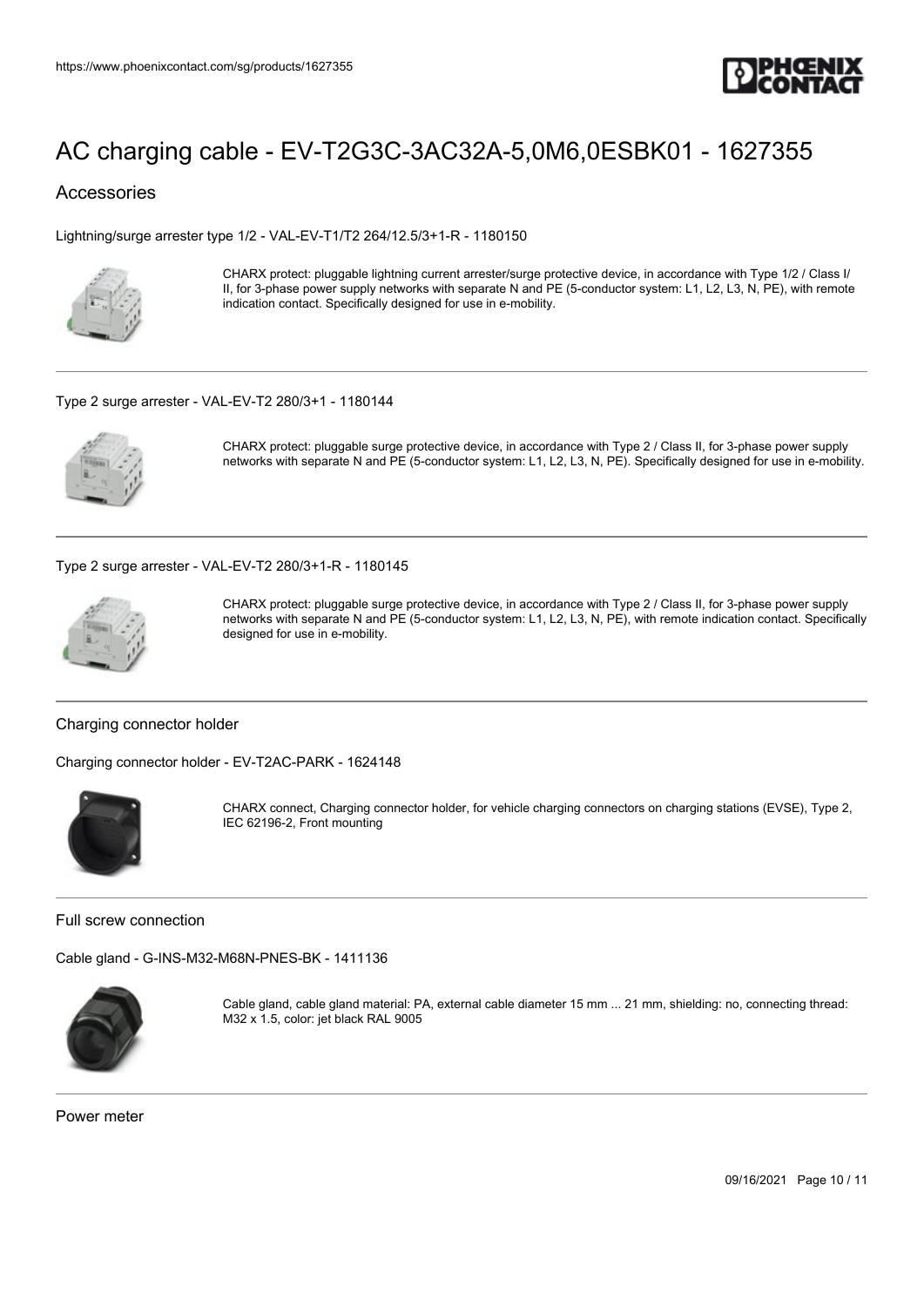# AC charging cable - EV-T2G3C-3AC32A-5,0M6,0ESBK01 - 1627355

## Accessories

Lightning/surge arrester type 1/2 - VAL-EV-T1/T2 264/12.5/3+1-R - 1180150

CHARX protect: pluggable lightning current arrester/surge protective device, in accordance with Type 1/2 / Class I/ II, for 3-phase power supply networks with separate N and PE (5-conductor system: L1, L2, L3, N, PE), with remote indication contact. Specifically designed for use in e-mobility.

---

Type 2 surge arrester - VAL-EV-T2 280/3+1 - 1180144

CHARX protect: pluggable surge protective device, in accordance with Type 2 / Class II, for 3-phase power supply networks with separate N and PE (5-conductor system: L1, L2, L3, N, PE). Specifically designed for use in e-mobility.

---

Type 2 surge arrester - VAL-EV-T2 280/3+1-R - 1180145

CHARX protect: pluggable surge protective device, in accordance with Type 2 / Class II, for 3-phase power supply networks with separate N and PE (5-conductor system: L1, L2, L3, N, PE), with remote indication contact. Specifically designed for use in e-mobility.

---

### Charging connector holder

Charging connector holder - EV-T2AC-PARK - 1624148

CHARX connect, Charging connector holder, for vehicle charging connectors on charging stations (EVSE), Type 2, IEC 62196-2, Front mounting

---

### Full screw connection

Cable gland - G-INS-M32-M68N-PNES-BK - 1411136

Cable gland, cable gland material: PA, external cable diameter 15 mm ... 21 mm, shielding: no, connecting thread: M32 x 1.5, color: jet black RAL 9005

---

### Power meter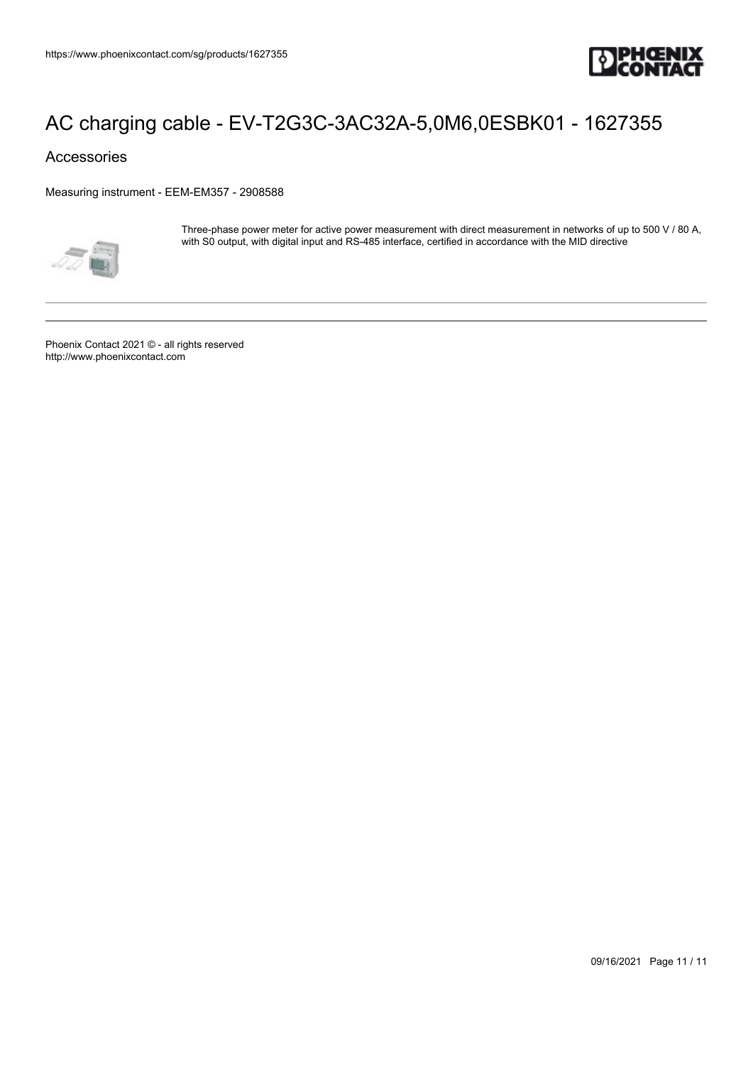# AC charging cable - EV-T2G3C-3AC32A-5,0M6,0ESBK01 - 1627355

## Accessories

Measuring instrument - EEM-EM357 - 2908588

Three-phase power meter for active power measurement with direct measurement in networks of up to 500 V / 80 A, with S0 output, with digital input and RS-485 interface, certified in accordance with the MID directive

Phoenix Contact 2021 © - all rights reserved
http://www.phoenixcontact.com